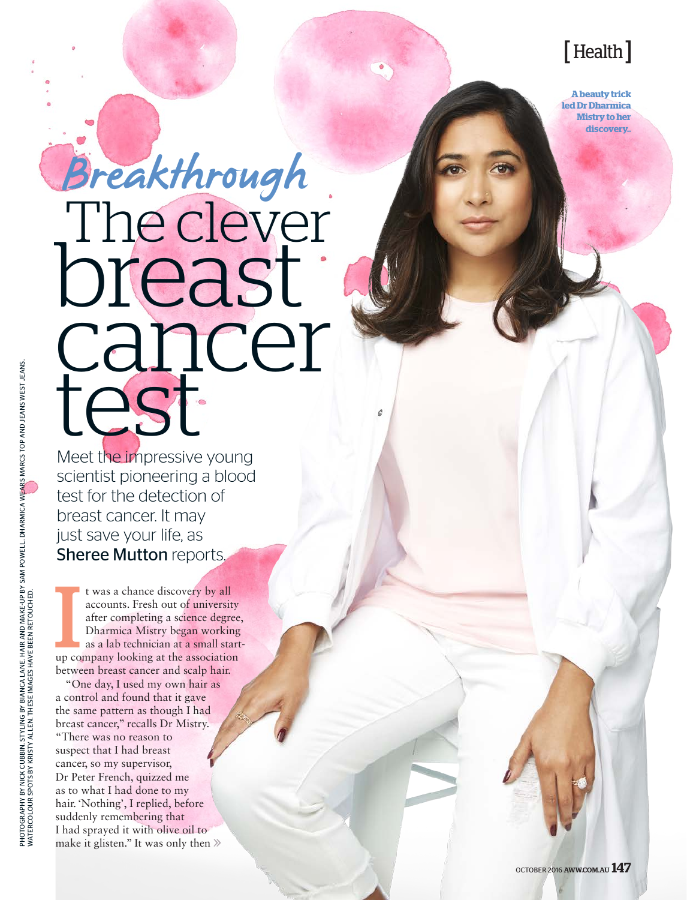[Health]

**A beauty trick led Dr Dharmica Mistry to her discovery..**

*Breakthrough*

# The clever breast cancer test

Meet the impressive young scientist pioneering a blood test for the detection of breast cancer. It may just save your life, as **Sheree Mutton** reports.

It was a chance discovery by all accounts. Fresh out of university after completing a science degree, Dharmica Mistry began working as a lab technician at a small start-up company looking at the association between breast cancer and scalp hair.

"One day, I used my own hair as a control and found that it gave the same pattern as though I had breast cancer," recalls Dr Mistry. "There was no reason to suspect that I had breast cancer, so my supervisor, Dr Peter French, quizzed me as to what I had done to my hair. 'Nothing', I replied, before suddenly remembering that I had sprayed it with olive oil to make it glisten." It was only then »

PHOTOGRAPHY BY NICK CUBBIN. STYLING BY BIANCA LANE. HAIR AND MAKE-UP BY SAM POWELL. DHARMICA WEARS MARCS TOP AND JEANSWEST JEANS. WATERCOLOUR SPOTS BY KRISTY ALLEN. THESE IMAGES HAVE BEEN RETOUCHED.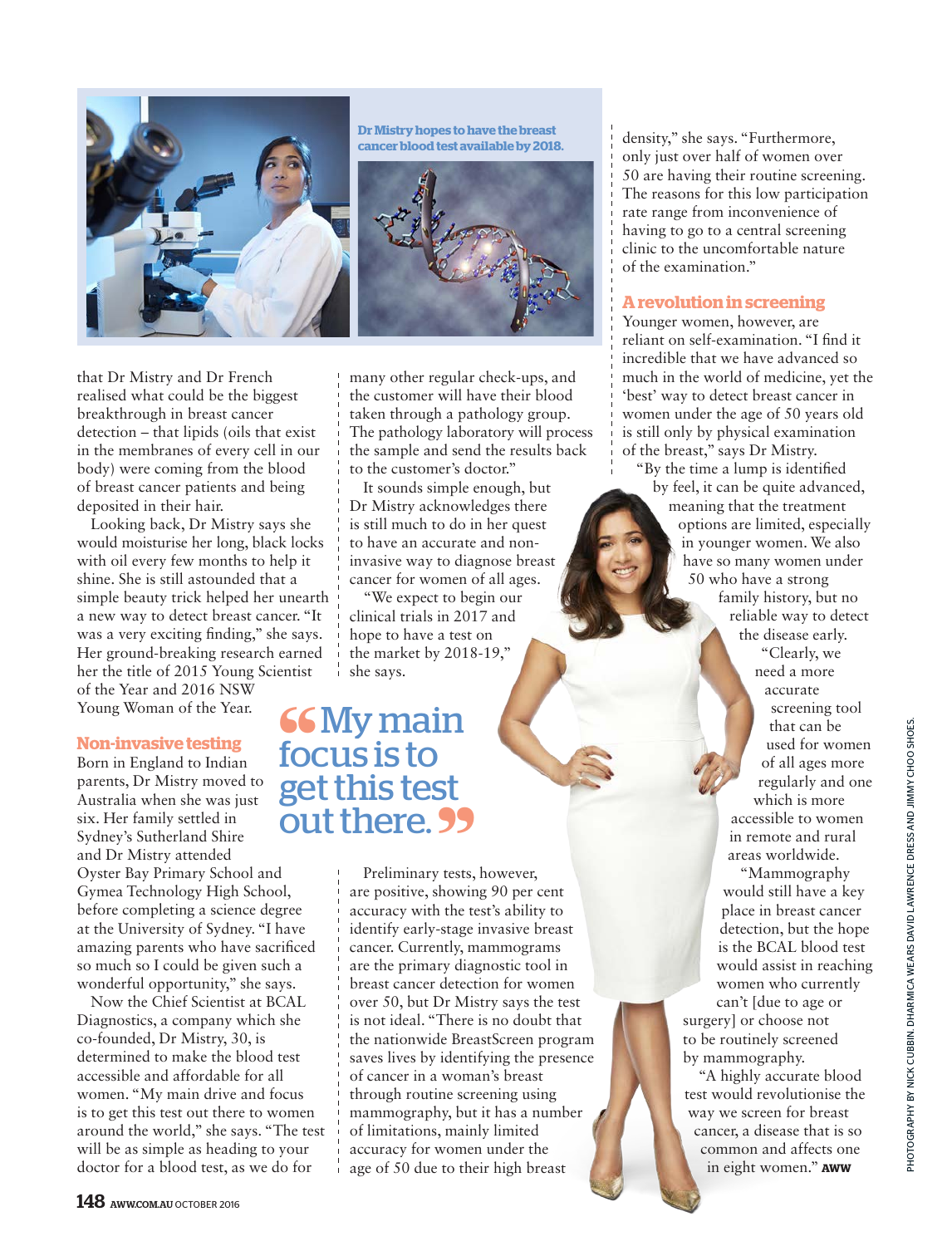Dr Mistry hopes to have the breast cancer blood test available by 2018.

that Dr Mistry and Dr French realised what could be the biggest breakthrough in breast cancer detection – that lipids (oils that exist in the membranes of every cell in our body) were coming from the blood of breast cancer patients and being deposited in their hair.

Looking back, Dr Mistry says she would moisturise her long, black locks with oil every few months to help it shine. She is still astounded that a simple beauty trick helped her unearth a new way to detect breast cancer. "It was a very exciting finding," she says. Her ground-breaking research earned her the title of 2015 Young Scientist of the Year and 2016 NSW Young Woman of the Year.

## Non-invasive testing

Born in England to Indian parents, Dr Mistry moved to Australia when she was just six. Her family settled in Sydney's Sutherland Shire and Dr Mistry attended Oyster Bay Primary School and Gymea Technology High School, before completing a science degree at the University of Sydney. "I have amazing parents who have sacrificed so much so I could be given such a wonderful opportunity," she says.

Now the Chief Scientist at BCAL Diagnostics, a company which she co-founded, Dr Mistry, 30, is determined to make the blood test accessible and affordable for all women. "My main drive and focus is to get this test out there to women around the world," she says. "The test will be as simple as heading to your doctor for a blood test, as we do for many other regular check-ups, and the customer will have their blood taken through a pathology group. The pathology laboratory will process the sample and send the results back to the customer's doctor."

It sounds simple enough, but Dr Mistry acknowledges there is still much to do in her quest to have an accurate and non-invasive way to diagnose breast cancer for women of all ages.

"We expect to begin our clinical trials in 2017 and hope to have a test on the market by 2018-19," she says.

> "My main focus is to get this test out there."

Preliminary tests, however, are positive, showing 90 per cent accuracy with the test's ability to identify early-stage invasive breast cancer. Currently, mammograms are the primary diagnostic tool in breast cancer detection for women over 50, but Dr Mistry says the test is not ideal. "There is no doubt that the nationwide BreastScreen program saves lives by identifying the presence of cancer in a woman's breast through routine screening using mammography, but it has a number of limitations, mainly limited accuracy for women under the age of 50 due to their high breast density," she says. "Furthermore, only just over half of women over 50 are having their routine screening. The reasons for this low participation rate range from inconvenience of having to go to a central screening clinic to the uncomfortable nature of the examination."

## A revolution in screening

Younger women, however, are reliant on self-examination. "I find it incredible that we have advanced so much in the world of medicine, yet the 'best' way to detect breast cancer in women under the age of 50 years old is still only by physical examination of the breast," says Dr Mistry.

"By the time a lump is identified by feel, it can be quite advanced, meaning that the treatment options are limited, especially in younger women. We also have so many women under 50 who have a strong family history, but no reliable way to detect the disease early.

"Clearly, we need a more accurate screening tool that can be used for women of all ages more regularly and one which is more accessible to women in remote and rural areas worldwide.

"Mammography would still have a key place in breast cancer detection, but the hope is the BCAL blood test would assist in reaching women who currently can't [due to age or surgery] or choose not to be routinely screened by mammography.

"A highly accurate blood test would revolutionise the way we screen for breast cancer, a disease that is so common and affects one in eight women." **AWW**

PHOTOGRAPHY BY NICK CUBBIN. DHARMICA WEARS DAVID LAWRENCE DRESS AND JIMMY CHOO SHOES.